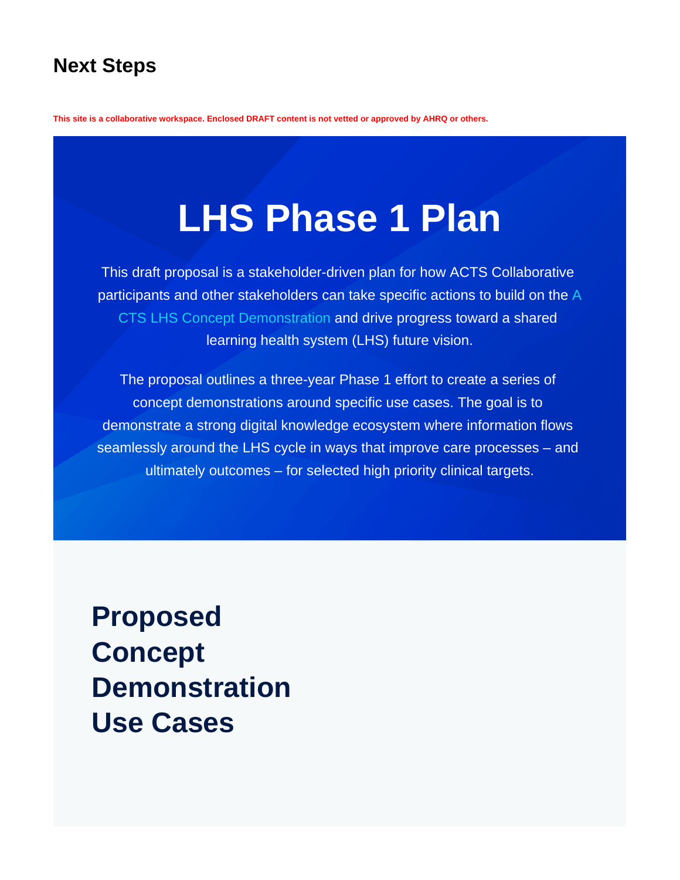# Next Steps

**This site is a collaborative workspace. Enclosed DRAFT content is not vetted or approved by AHRQ or others.**

## LHS Phase 1 Plan

This draft proposal is a stakeholder-driven plan for how ACTS Collaborative participants and other stakeholders can take specific actions to build on the A CTS LHS Concept Demonstration and drive progress toward a shared learning health system (LHS) future vision.

The proposal outlines a three-year Phase 1 effort to create a series of concept demonstrations around specific use cases. The goal is to demonstrate a strong digital knowledge ecosystem where information flows seamlessly around the LHS cycle in ways that improve care processes – and ultimately outcomes – for selected high priority clinical targets.

## Proposed Concept Demonstration Use Cases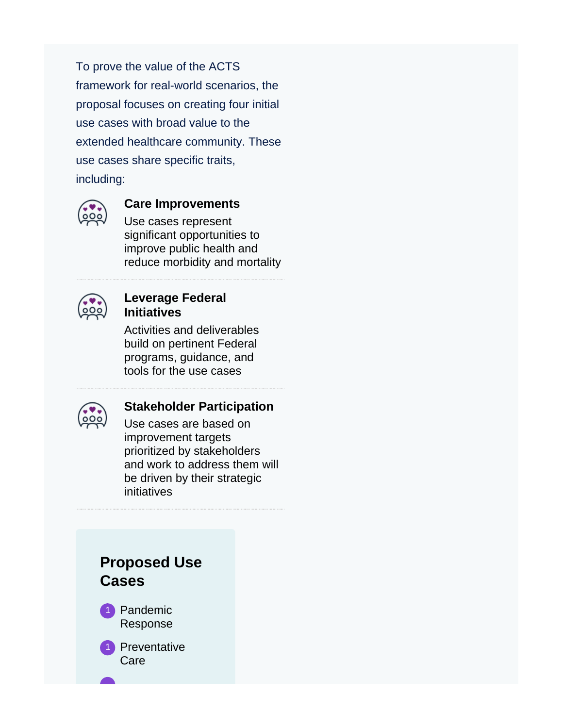To prove the value of the ACTS framework for real-world scenarios, the proposal focuses on creating four initial use cases with broad value to the extended healthcare community. These use cases share specific traits, including:

### Care Improvements

Use cases represent significant opportunities to improve public health and reduce morbidity and mortality

### Leverage Federal Initiatives

Activities and deliverables build on pertinent Federal programs, guidance, and tools for the use cases

### Stakeholder Participation

Use cases are based on improvement targets prioritized by stakeholders and work to address them will be driven by their strategic initiatives

## Proposed Use Cases

1. Pandemic Response
1. Preventative Care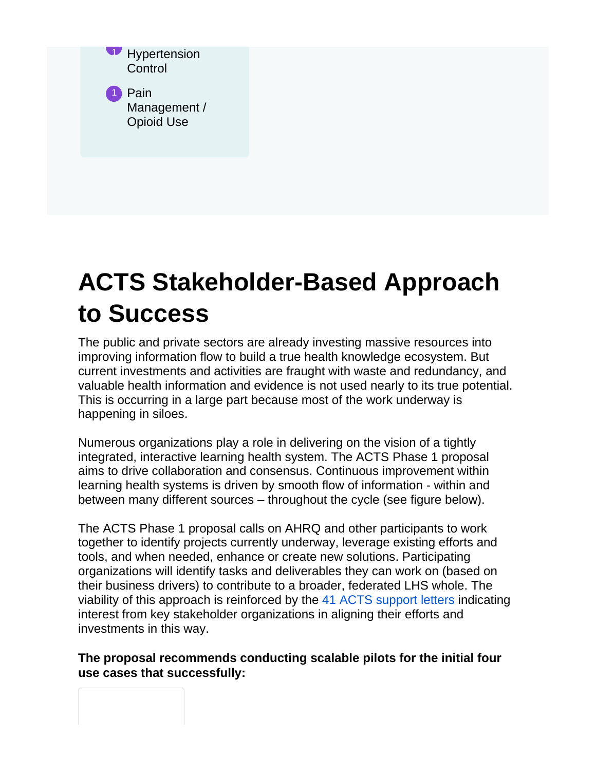1 Hypertension Control

1 Pain Management / Opioid Use

# ACTS Stakeholder-Based Approach to Success

The public and private sectors are already investing massive resources into improving information flow to build a true health knowledge ecosystem. But current investments and activities are fraught with waste and redundancy, and valuable health information and evidence is not used nearly to its true potential. This is occurring in a large part because most of the work underway is happening in siloes.

Numerous organizations play a role in delivering on the vision of a tightly integrated, interactive learning health system. The ACTS Phase 1 proposal aims to drive collaboration and consensus. Continuous improvement within learning health systems is driven by smooth flow of information - within and between many different sources – throughout the cycle (see figure below).

The ACTS Phase 1 proposal calls on AHRQ and other participants to work together to identify projects currently underway, leverage existing efforts and tools, and when needed, enhance or create new solutions. Participating organizations will identify tasks and deliverables they can work on (based on their business drivers) to contribute to a broader, federated LHS whole. The viability of this approach is reinforced by the 41 ACTS support letters indicating interest from key stakeholder organizations in aligning their efforts and investments in this way.

**The proposal recommends conducting scalable pilots for the initial four use cases that successfully:**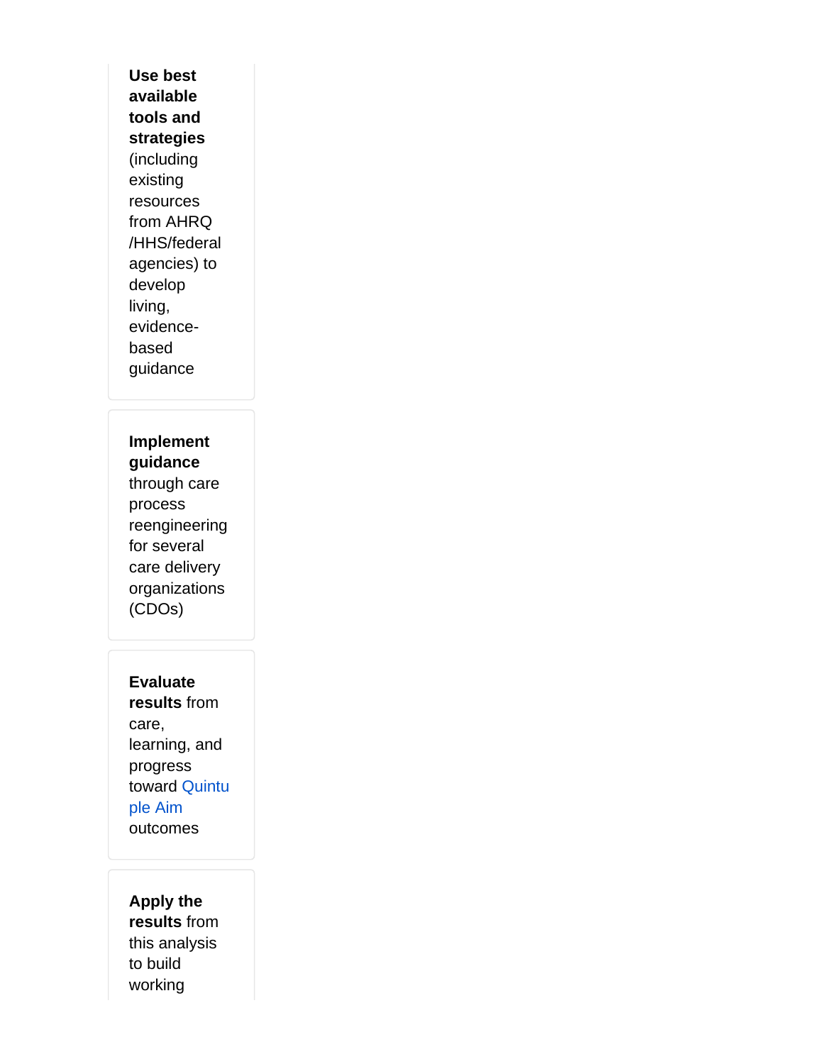**Use best available tools and strategies** (including existing resources from AHRQ /HHS/federal agencies) to develop living, evidence-based guidance

**Implement guidance** through care process reengineering for several care delivery organizations (CDOs)

**Evaluate results** from care, learning, and progress toward Quintuple Aim outcomes

**Apply the results** from this analysis to build working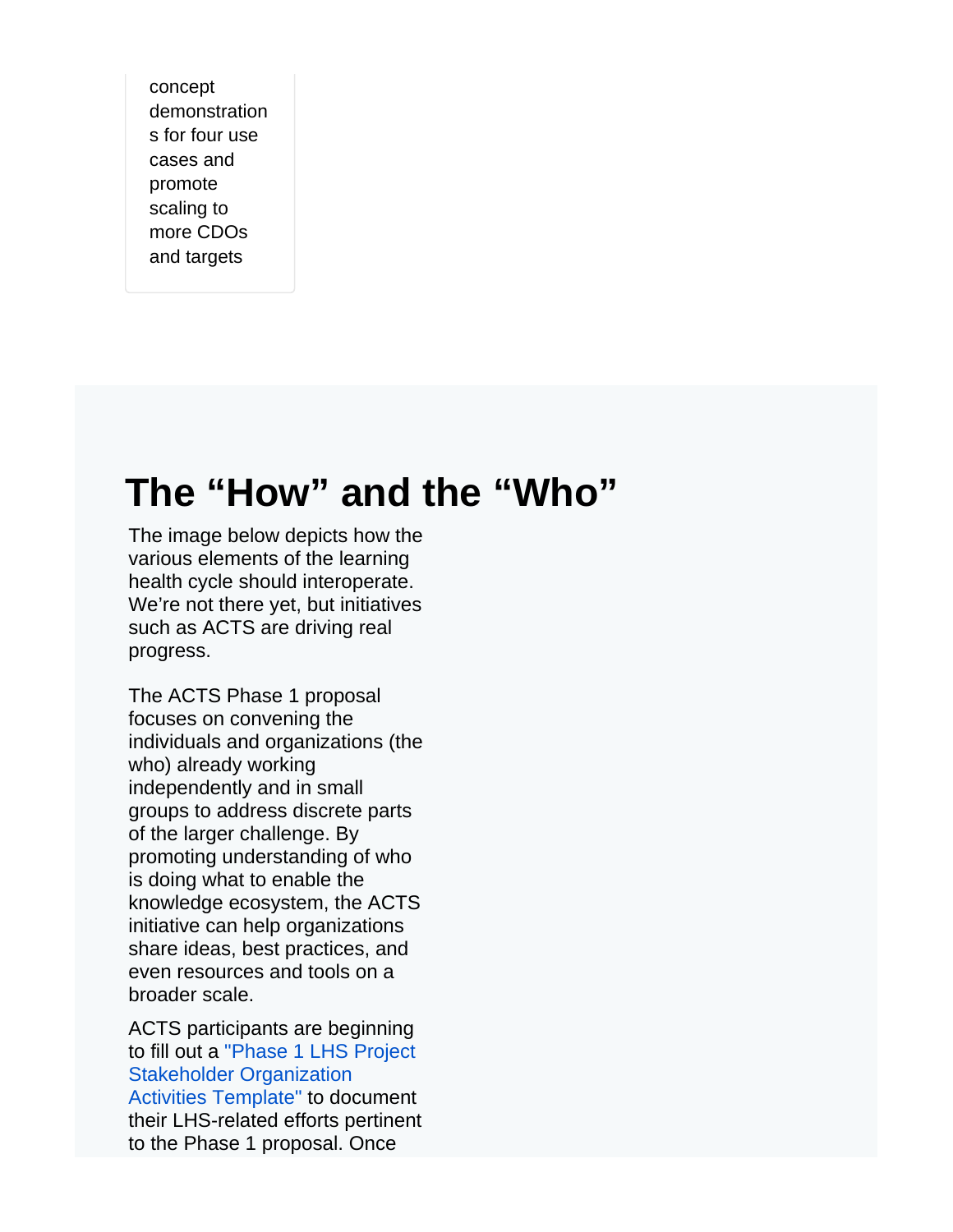concept demonstrations for four use cases and promote scaling to more CDOs and targets

## The “How” and the “Who”

The image below depicts how the various elements of the learning health cycle should interoperate. We’re not there yet, but initiatives such as ACTS are driving real progress.

The ACTS Phase 1 proposal focuses on convening the individuals and organizations (the who) already working independently and in small groups to address discrete parts of the larger challenge. By promoting understanding of who is doing what to enable the knowledge ecosystem, the ACTS initiative can help organizations share ideas, best practices, and even resources and tools on a broader scale.

ACTS participants are beginning to fill out a "Phase 1 LHS Project Stakeholder Organization Activities Template" to document their LHS-related efforts pertinent to the Phase 1 proposal. Once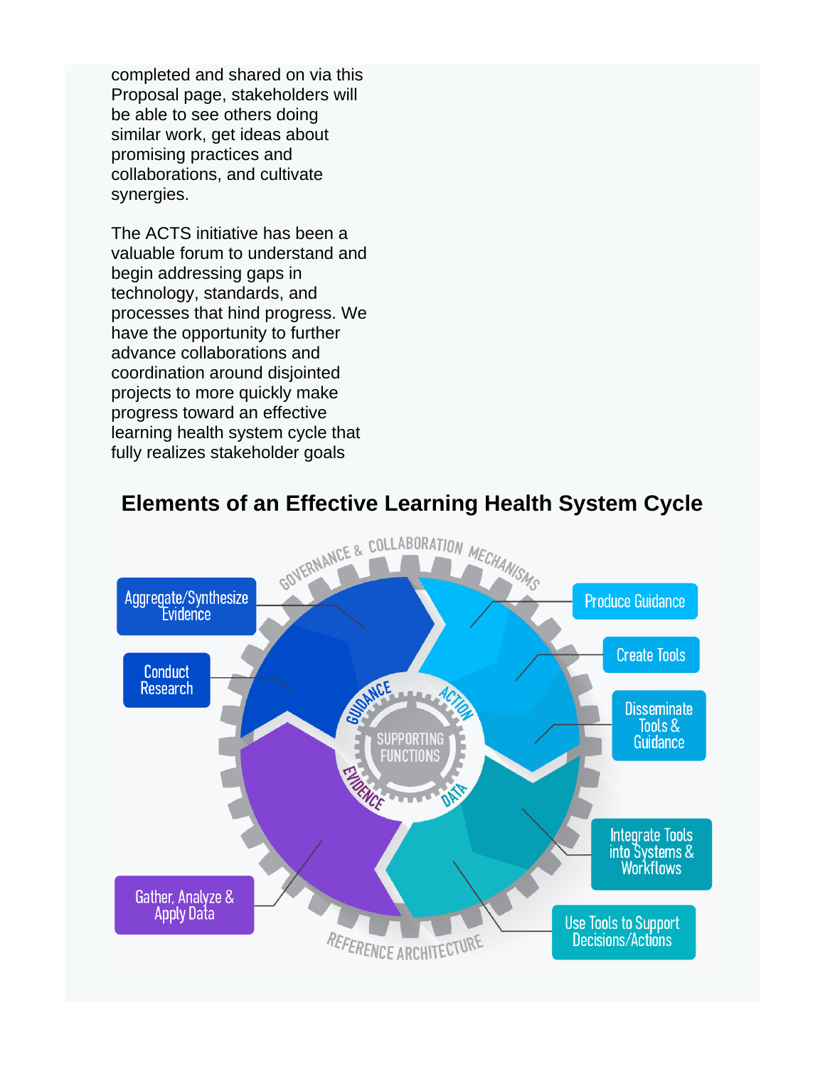completed and shared on via this Proposal page, stakeholders will be able to see others doing similar work, get ideas about promising practices and collaborations, and cultivate synergies.

The ACTS initiative has been a valuable forum to understand and begin addressing gaps in technology, standards, and processes that hind progress. We have the opportunity to further advance collaborations and coordination around disjointed projects to more quickly make progress toward an effective learning health system cycle that fully realizes stakeholder goals

## Elements of an Effective Learning Health System Cycle

GOVERNANCE & COLLABORATION MECHANISMS

Aggregate/Synthesize Evidence

Conduct Research

Produce Guidance

Create Tools

Disseminate Tools & Guidance

GUIDANCE

ACTION

SUPPORTING FUNCTIONS

EVIDENCE

DATA

Integrate Tools into Systems & Workflows

Gather, Analyze & Apply Data

Use Tools to Support Decisions/Actions

REFERENCE ARCHITECTURE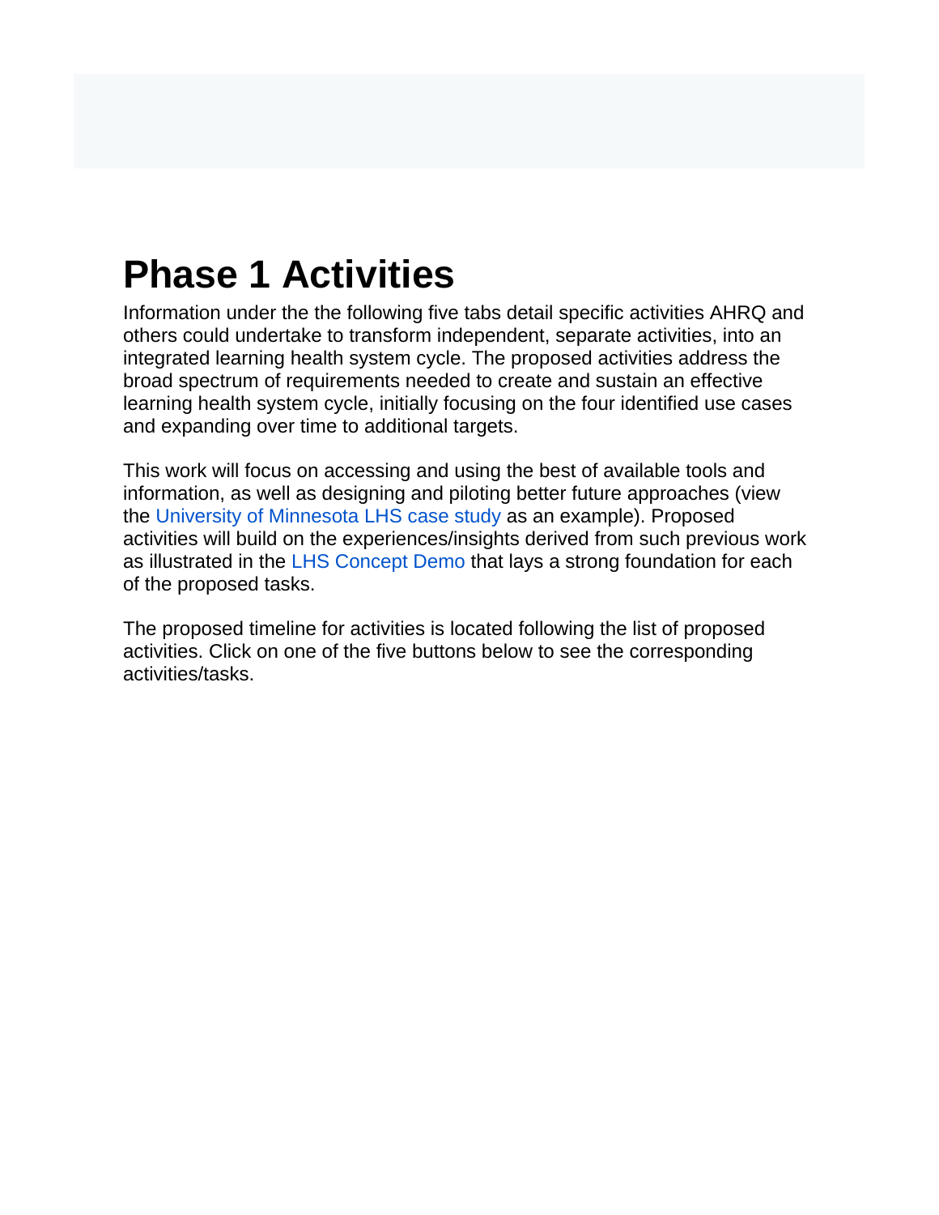# Phase 1 Activities

Information under the the following five tabs detail specific activities AHRQ and others could undertake to transform independent, separate activities, into an integrated learning health system cycle. The proposed activities address the broad spectrum of requirements needed to create and sustain an effective learning health system cycle, initially focusing on the four identified use cases and expanding over time to additional targets.

This work will focus on accessing and using the best of available tools and information, as well as designing and piloting better future approaches (view the University of Minnesota LHS case study as an example). Proposed activities will build on the experiences/insights derived from such previous work as illustrated in the LHS Concept Demo that lays a strong foundation for each of the proposed tasks.

The proposed timeline for activities is located following the list of proposed activities. Click on one of the five buttons below to see the corresponding activities/tasks.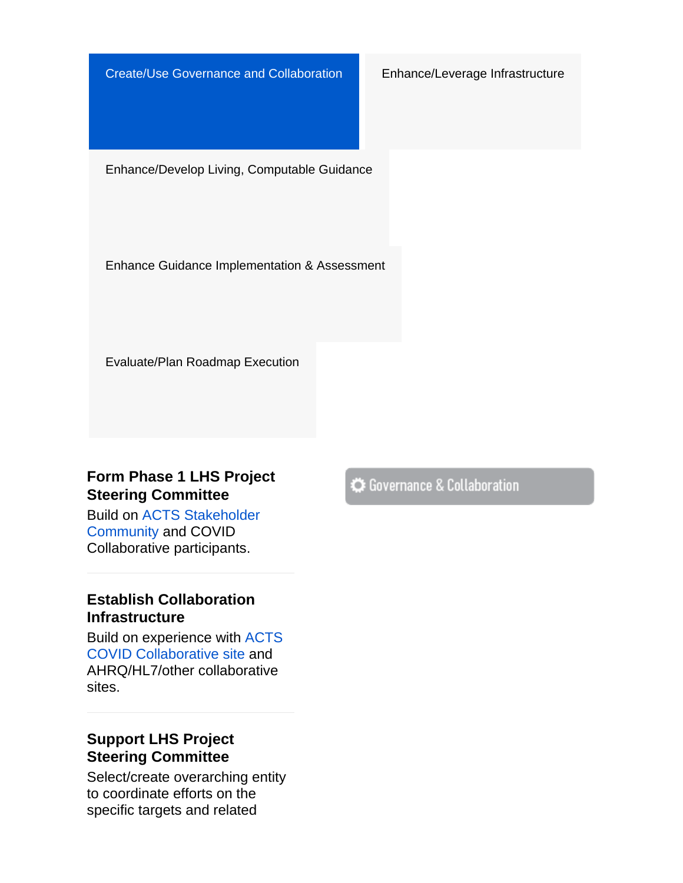Create/Use Governance and Collaboration

Enhance/Leverage Infrastructure

Enhance/Develop Living, Computable Guidance

Enhance Guidance Implementation & Assessment

Evaluate/Plan Roadmap Execution

Governance & Collaboration

### Form Phase 1 LHS Project Steering Committee

Build on ACTS Stakeholder Community and COVID Collaborative participants.

---

### Establish Collaboration Infrastructure

Build on experience with ACTS COVID Collaborative site and AHRQ/HL7/other collaborative sites.

---

### Support LHS Project Steering Committee

Select/create overarching entity to coordinate efforts on the specific targets and related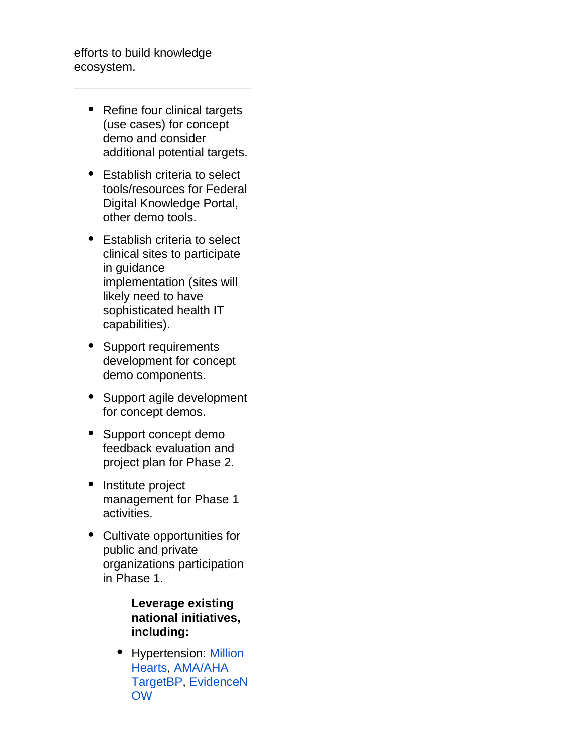efforts to build knowledge ecosystem.

---

- Refine four clinical targets (use cases) for concept demo and consider additional potential targets.
- Establish criteria to select tools/resources for Federal Digital Knowledge Portal, other demo tools.
- Establish criteria to select clinical sites to participate in guidance implementation (sites will likely need to have sophisticated health IT capabilities).
- Support requirements development for concept demo components.
- Support agile development for concept demos.
- Support concept demo feedback evaluation and project plan for Phase 2.
- Institute project management for Phase 1 activities.
- Cultivate opportunities for public and private organizations participation in Phase 1.

**Leverage existing national initiatives, including:**

- Hypertension: Million Hearts, AMA/AHA TargetBP, EvidenceNOW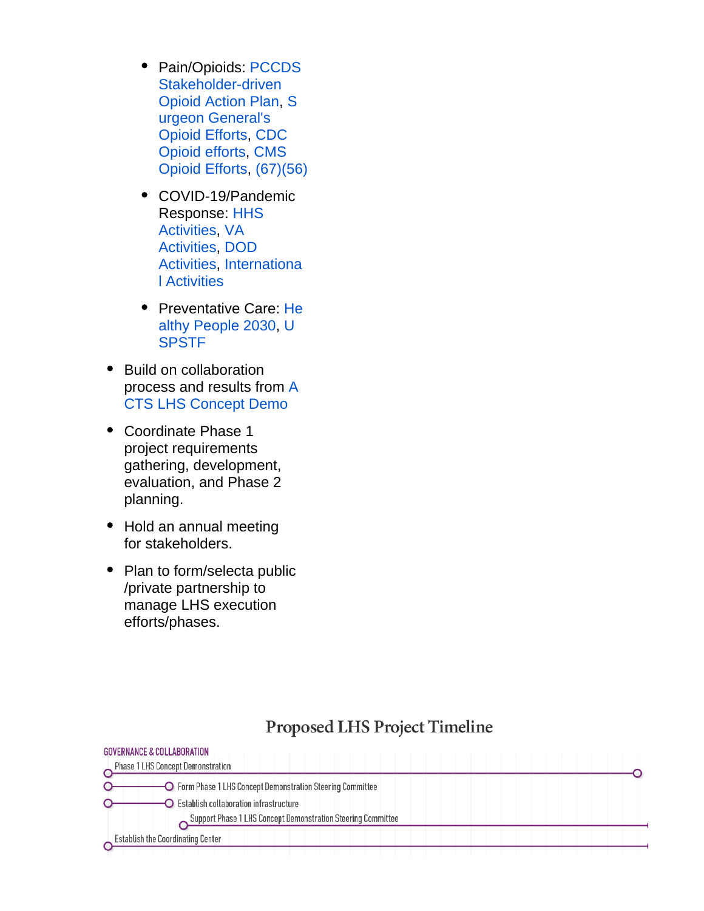- Pain/Opioids: PCCDS Stakeholder-driven Opioid Action Plan, Surgeon General's Opioid Efforts, CDC Opioid efforts, CMS Opioid Efforts, (67)(56)
- COVID-19/Pandemic Response: HHS Activities, VA Activities, DOD Activities, International Activities
- Preventative Care: Healthy People 2030, USPSTF

- Build on collaboration process and results from ACTS LHS Concept Demo
- Coordinate Phase 1 project requirements gathering, development, evaluation, and Phase 2 planning.
- Hold an annual meeting for stakeholders.
- Plan to form/selecta public /private partnership to manage LHS execution efforts/phases.

## Proposed LHS Project Timeline

GOVERNANCE & COLLABORATION

- Phase 1 LHS Concept Demonstration
- Form Phase 1 LHS Concept Demonstration Steering Committee
- Establish collaboration infrastructure
- Support Phase 1 LHS Concept Demonstration Steering Committee
- Establish the Coordinating Center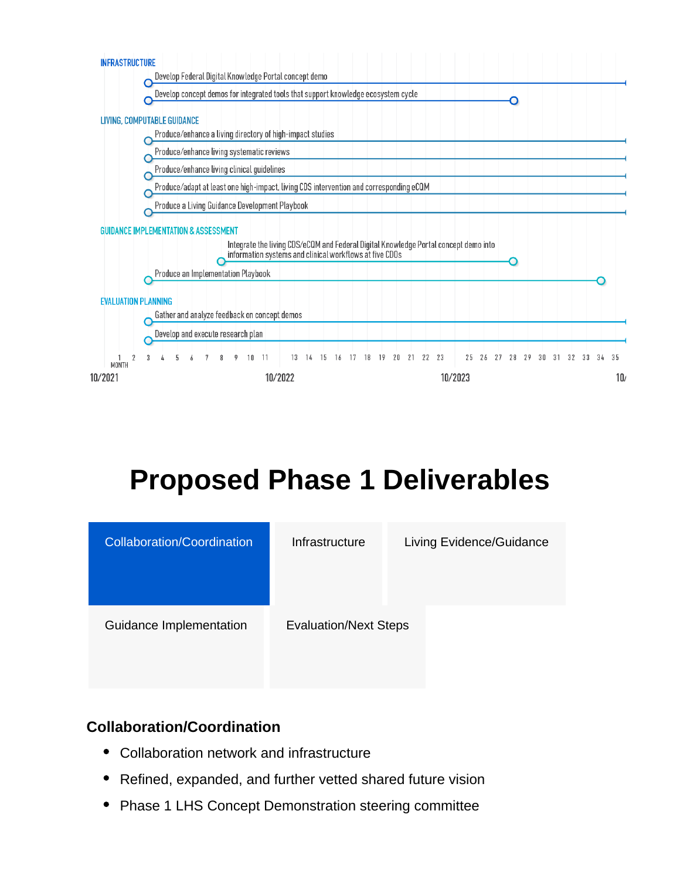INFRASTRUCTURE

- Develop Federal Digital Knowledge Portal concept demo
- Develop concept demos for integrated tools that support knowledge ecosystem cycle

LIVING, COMPUTABLE GUIDANCE

- Produce/enhance a living directory of high-impact studies
- Produce/enhance living systematic reviews
- Produce/enhance living clinical guidelines
- Produce/adapt at least one high-impact, living CDS intervention and corresponding eCQM
- Produce a Living Guidance Development Playbook

GUIDANCE IMPLEMENTATION & ASSESSMENT

- Integrate the living CDS/eCQM and Federal Digital Knowledge Portal concept demo into information systems and clinical workflows at five CDOs
- Produce an Implementation Playbook

EVALUATION PLANNING

- Gather and analyze feedback on concept demos
- Develop and execute research plan

MONTH 1 2 3 4 5 6 7 8 9 10 11 13 14 15 16 17 18 19 20 21 22 23 25 26 27 28 29 30 31 32 33 34 35

10/2021 10/2022 10/2023 10/

# Proposed Phase 1 Deliverables

| Collaboration/Coordination | Infrastructure | Living Evidence/Guidance |
|---|---|---|
| Guidance Implementation | Evaluation/Next Steps | |

### Collaboration/Coordination

- Collaboration network and infrastructure
- Refined, expanded, and further vetted shared future vision
- Phase 1 LHS Concept Demonstration steering committee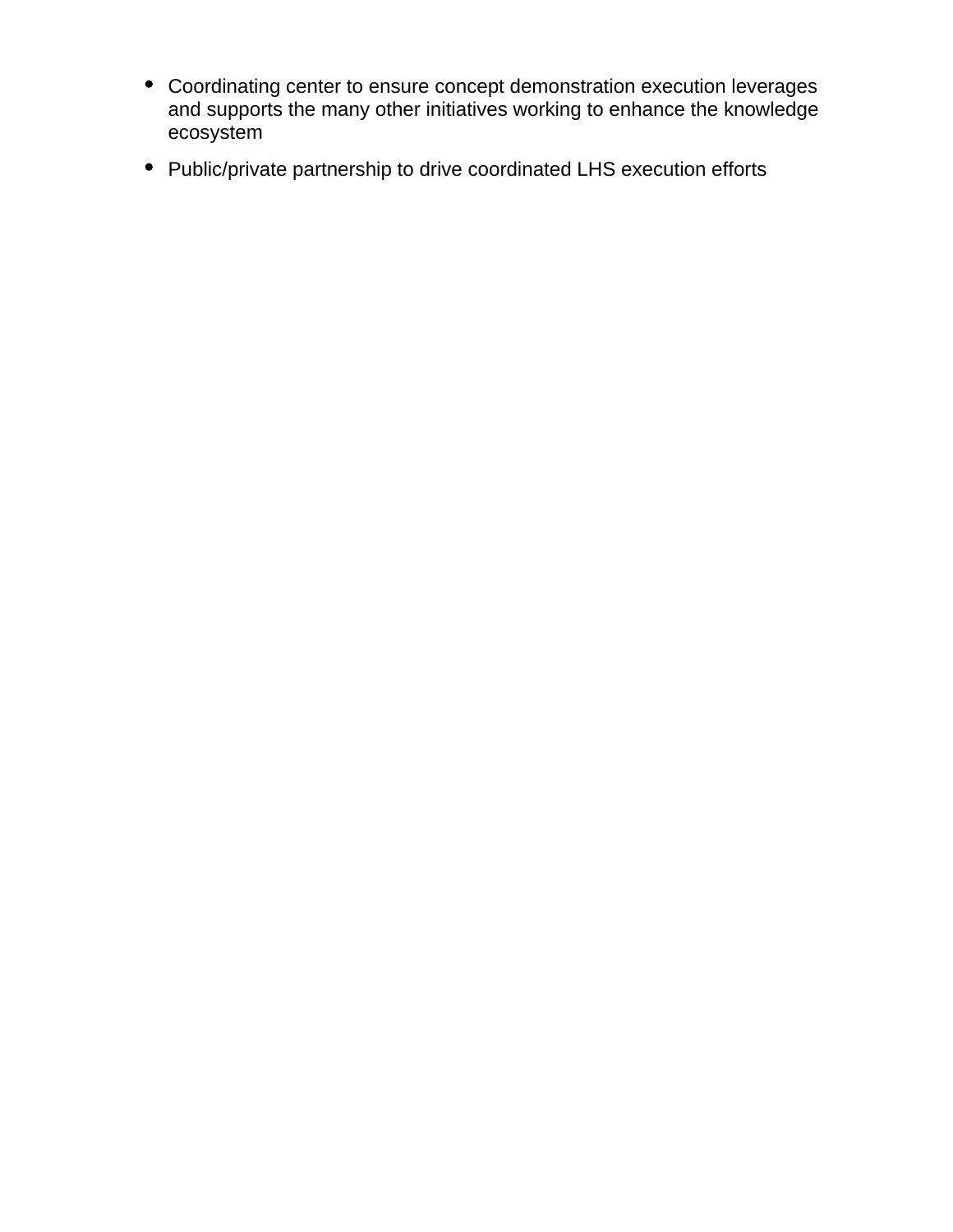- Coordinating center to ensure concept demonstration execution leverages and supports the many other initiatives working to enhance the knowledge ecosystem
- Public/private partnership to drive coordinated LHS execution efforts